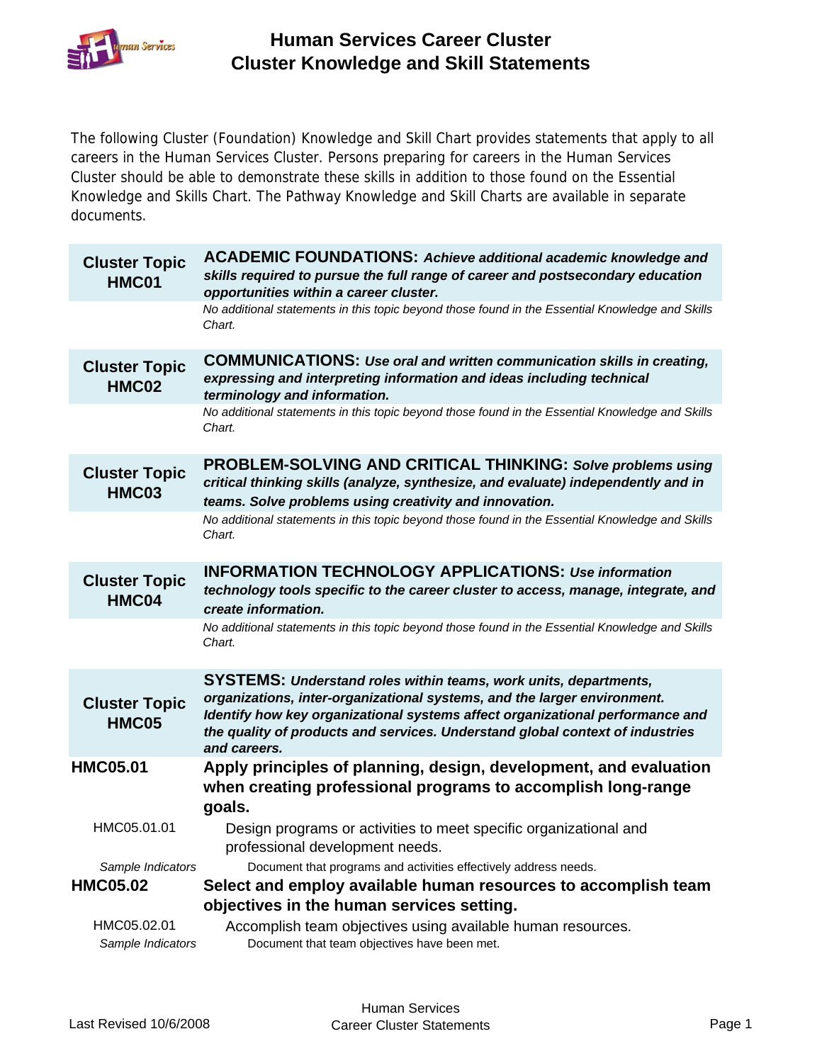# Human Services Career Cluster
## Cluster Knowledge and Skill Statements

The following Cluster (Foundation) Knowledge and Skill Chart provides statements that apply to all careers in the Human Services Cluster. Persons preparing for careers in the Human Services Cluster should be able to demonstrate these skills in addition to those found on the Essential Knowledge and Skills Chart. The Pathway Knowledge and Skill Charts are available in separate documents.

| Cluster Topic HMC01 | **ACADEMIC FOUNDATIONS:** ***Achieve additional academic knowledge and skills required to pursue the full range of career and postsecondary education opportunities within a career cluster.*** |
|---|---|
| | *No additional statements in this topic beyond those found in the Essential Knowledge and Skills Chart.* |

| Cluster Topic HMC02 | **COMMUNICATIONS:** ***Use oral and written communication skills in creating, expressing and interpreting information and ideas including technical terminology and information.*** |
|---|---|
| | *No additional statements in this topic beyond those found in the Essential Knowledge and Skills Chart.* |

| Cluster Topic HMC03 | **PROBLEM-SOLVING AND CRITICAL THINKING:** ***Solve problems using critical thinking skills (analyze, synthesize, and evaluate) independently and in teams. Solve problems using creativity and innovation.*** |
|---|---|
| | *No additional statements in this topic beyond those found in the Essential Knowledge and Skills Chart.* |

| Cluster Topic HMC04 | **INFORMATION TECHNOLOGY APPLICATIONS:** ***Use information technology tools specific to the career cluster to access, manage, integrate, and create information.*** |
|---|---|
| | *No additional statements in this topic beyond those found in the Essential Knowledge and Skills Chart.* |

| Cluster Topic HMC05 | **SYSTEMS:** ***Understand roles within teams, work units, departments, organizations, inter-organizational systems, and the larger environment. Identify how key organizational systems affect organizational performance and the quality of products and services. Understand global context of industries and careers.*** |
|---|---|
| **HMC05.01** | **Apply principles of planning, design, development, and evaluation when creating professional programs to accomplish long-range goals.** |
| HMC05.01.01 | Design programs or activities to meet specific organizational and professional development needs. |
| *Sample Indicators* | Document that programs and activities effectively address needs. |
| **HMC05.02** | **Select and employ available human resources to accomplish team objectives in the human services setting.** |
| HMC05.02.01 | Accomplish team objectives using available human resources. |
| *Sample Indicators* | Document that team objectives have been met. |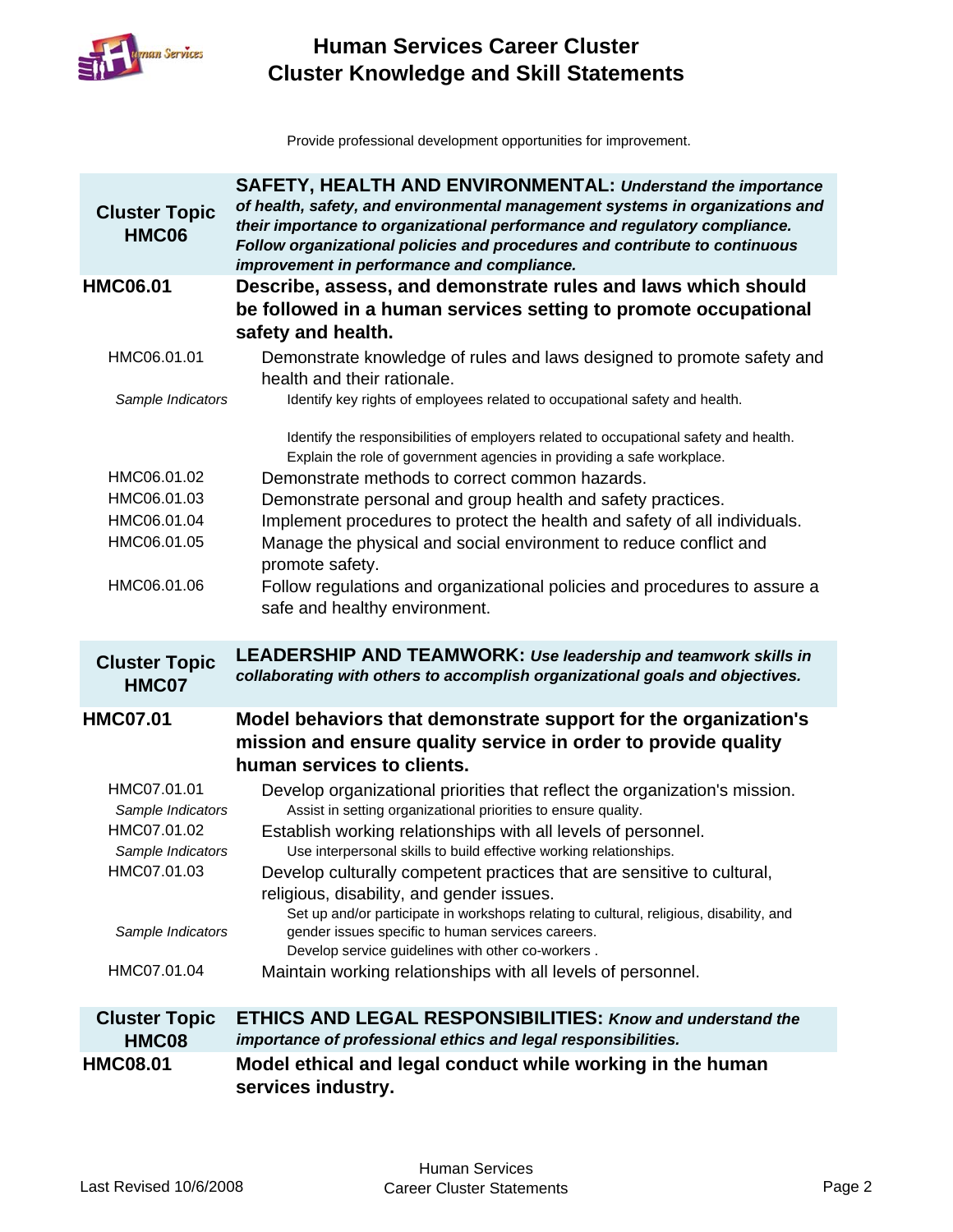Provide professional development opportunities for improvement.

## Cluster Topic HMC06

**SAFETY, HEALTH AND ENVIRONMENTAL:** ***Understand the importance of health, safety, and environmental management systems in organizations and their importance to organizational performance and regulatory compliance. Follow organizational policies and procedures and contribute to continuous improvement in performance and compliance.***

### HMC06.01 Describe, assess, and demonstrate rules and laws which should be followed in a human services setting to promote occupational safety and health.

HMC06.01.01 Demonstrate knowledge of rules and laws designed to promote safety and health and their rationale.

*Sample Indicators*
- Identify key rights of employees related to occupational safety and health.
- Identify the responsibilities of employers related to occupational safety and health.
- Explain the role of government agencies in providing a safe workplace.

HMC06.01.02 Demonstrate methods to correct common hazards.

HMC06.01.03 Demonstrate personal and group health and safety practices.

HMC06.01.04 Implement procedures to protect the health and safety of all individuals.

HMC06.01.05 Manage the physical and social environment to reduce conflict and promote safety.

HMC06.01.06 Follow regulations and organizational policies and procedures to assure a safe and healthy environment.

## Cluster Topic HMC07

**LEADERSHIP AND TEAMWORK:** ***Use leadership and teamwork skills in collaborating with others to accomplish organizational goals and objectives.***

### HMC07.01 Model behaviors that demonstrate support for the organization's mission and ensure quality service in order to provide quality human services to clients.

HMC07.01.01 Develop organizational priorities that reflect the organization's mission.

*Sample Indicators*
- Assist in setting organizational priorities to ensure quality.

HMC07.01.02 Establish working relationships with all levels of personnel.

*Sample Indicators*
- Use interpersonal skills to build effective working relationships.

HMC07.01.03 Develop culturally competent practices that are sensitive to cultural, religious, disability, and gender issues.

*Sample Indicators*
- Set up and/or participate in workshops relating to cultural, religious, disability, and gender issues specific to human services careers.
- Develop service guidelines with other co-workers .

HMC07.01.04 Maintain working relationships with all levels of personnel.

## Cluster Topic HMC08

**ETHICS AND LEGAL RESPONSIBILITIES:** ***Know and understand the importance of professional ethics and legal responsibilities.***

### HMC08.01 Model ethical and legal conduct while working in the human services industry.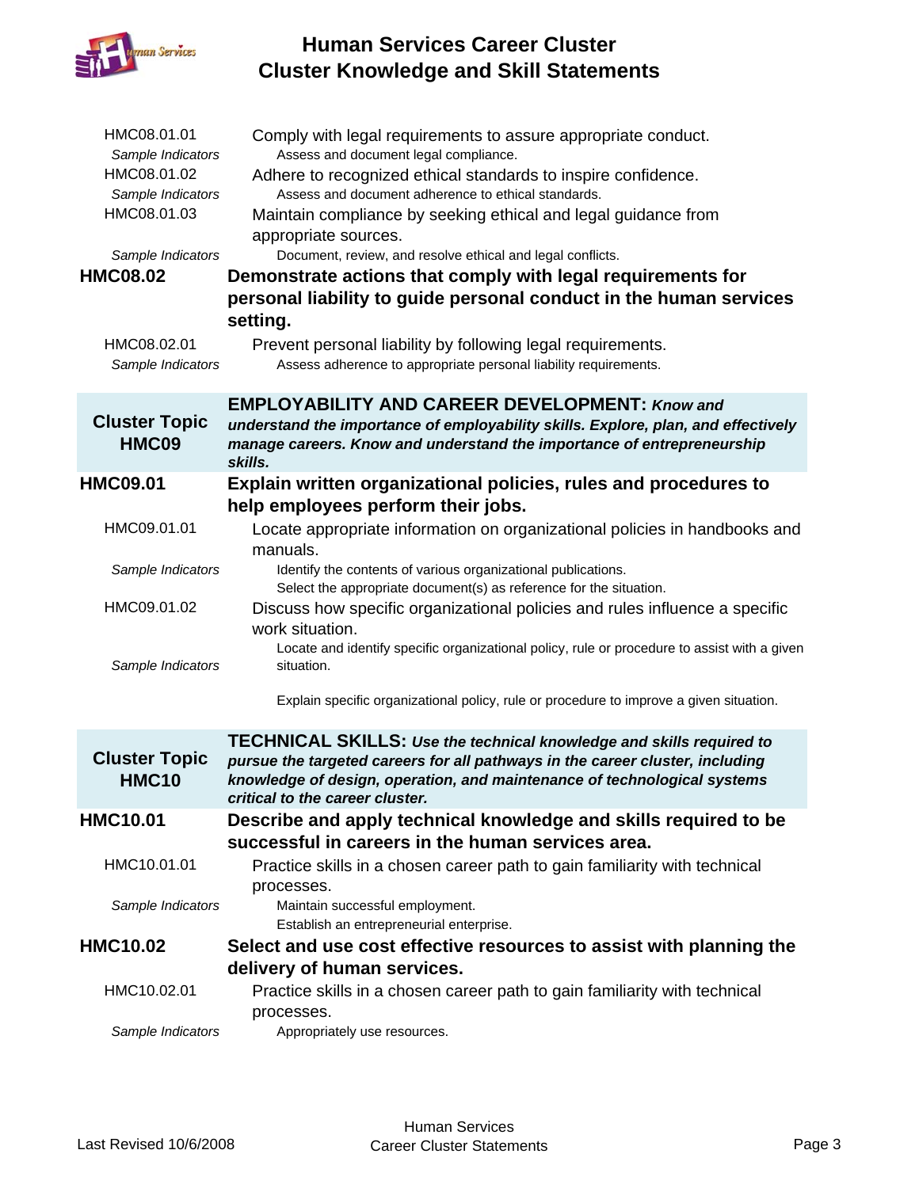| Code | Statement |
|---|---|
| HMC08.01.01 | Comply with legal requirements to assure appropriate conduct. |
| *Sample Indicators* | Assess and document legal compliance. |
| HMC08.01.02 | Adhere to recognized ethical standards to inspire confidence. |
| *Sample Indicators* | Assess and document adherence to ethical standards. |
| HMC08.01.03 | Maintain compliance by seeking ethical and legal guidance from appropriate sources. |
| *Sample Indicators* | Document, review, and resolve ethical and legal conflicts. |
| **HMC08.02** | **Demonstrate actions that comply with legal requirements for personal liability to guide personal conduct in the human services setting.** |
| HMC08.02.01 | Prevent personal liability by following legal requirements. |
| *Sample Indicators* | Assess adherence to appropriate personal liability requirements. |

## Cluster Topic HMC09

**EMPLOYABILITY AND CAREER DEVELOPMENT:** ***Know and understand the importance of employability skills. Explore, plan, and effectively manage careers. Know and understand the importance of entrepreneurship skills.***

| Code | Statement |
|---|---|
| **HMC09.01** | **Explain written organizational policies, rules and procedures to help employees perform their jobs.** |
| HMC09.01.01 | Locate appropriate information on organizational policies in handbooks and manuals. |
| *Sample Indicators* | Identify the contents of various organizational publications.<br>Select the appropriate document(s) as reference for the situation. |
| HMC09.01.02 | Discuss how specific organizational policies and rules influence a specific work situation. |
| *Sample Indicators* | Locate and identify specific organizational policy, rule or procedure to assist with a given situation.<br>Explain specific organizational policy, rule or procedure to improve a given situation. |

## Cluster Topic HMC10

**TECHNICAL SKILLS:** ***Use the technical knowledge and skills required to pursue the targeted careers for all pathways in the career cluster, including knowledge of design, operation, and maintenance of technological systems critical to the career cluster.***

| Code | Statement |
|---|---|
| **HMC10.01** | **Describe and apply technical knowledge and skills required to be successful in careers in the human services area.** |
| HMC10.01.01 | Practice skills in a chosen career path to gain familiarity with technical processes. |
| *Sample Indicators* | Maintain successful employment.<br>Establish an entrepreneurial enterprise. |
| **HMC10.02** | **Select and use cost effective resources to assist with planning the delivery of human services.** |
| HMC10.02.01 | Practice skills in a chosen career path to gain familiarity with technical processes. |
| *Sample Indicators* | Appropriately use resources. |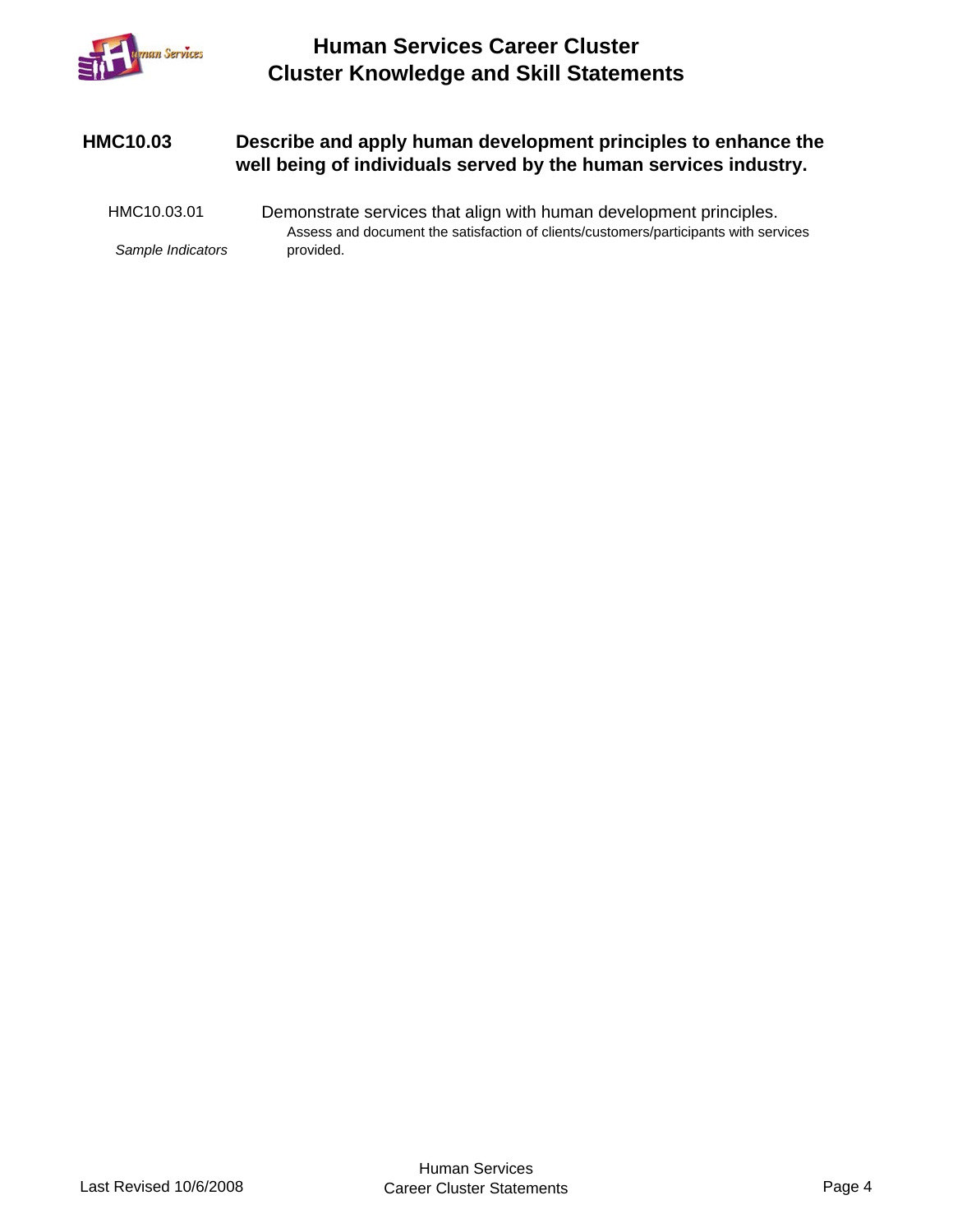**HMC10.03** **Describe and apply human development principles to enhance the well being of individuals served by the human services industry.**

HMC10.03.01 Demonstrate services that align with human development principles.

*Sample Indicators*

- Assess and document the satisfaction of clients/customers/participants with services provided.